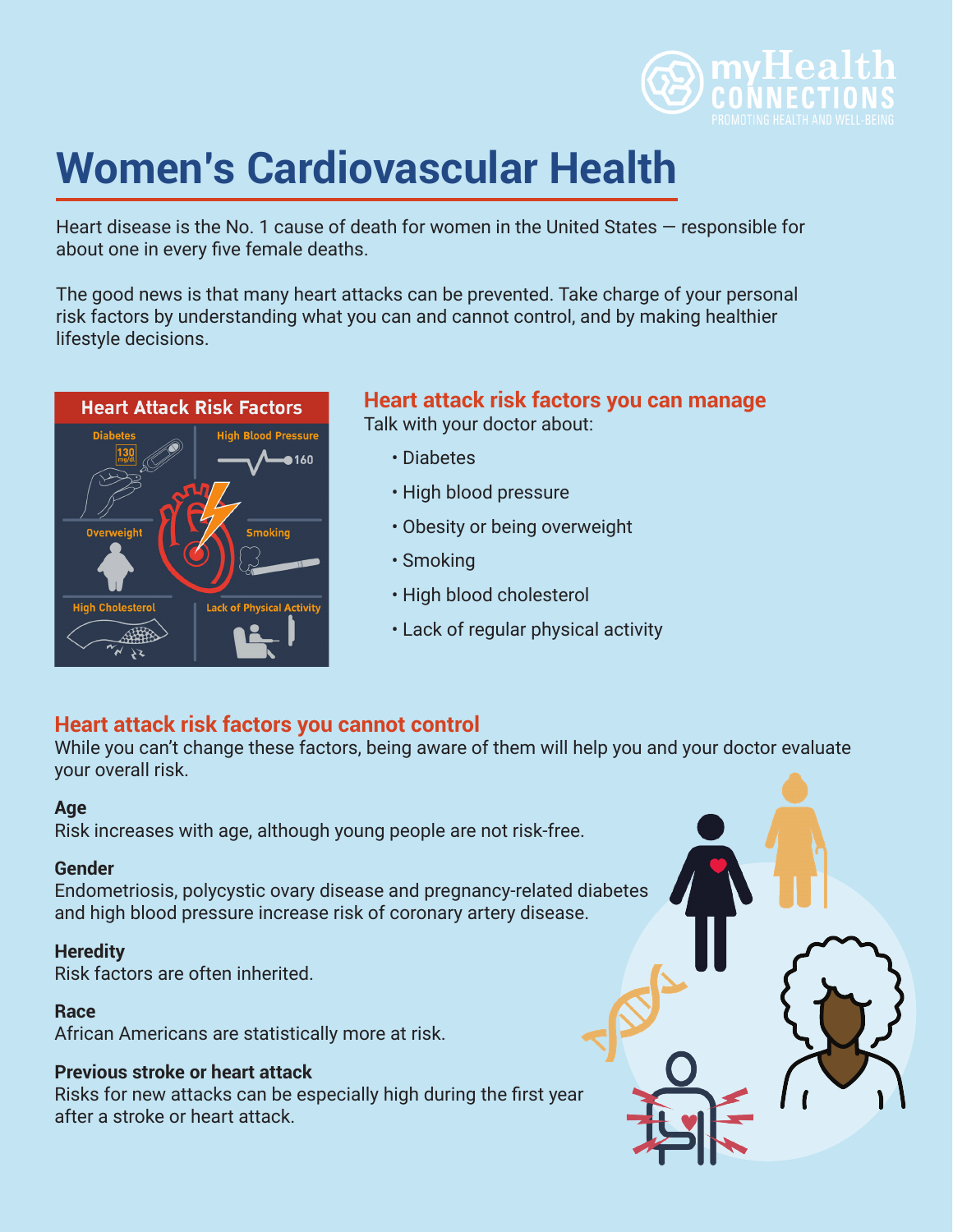# Women's Cardiovascular Health

Heart disease is the No. 1 cause of death for women in the United States — responsible for about one in every five female deaths.

The good news is that many heart attacks can be prevented. Take charge of your personal risk factors by understanding what you can and cannot control, and by making healthier lifestyle decisions.

## Heart attack risk factors you can manage

Talk with your doctor about:

- Diabetes
- High blood pressure
- Obesity or being overweight
- Smoking
- High blood cholesterol
- Lack of regular physical activity

## Heart attack risk factors you cannot control

While you can't change these factors, being aware of them will help you and your doctor evaluate your overall risk.

**Age**
Risk increases with age, although young people are not risk-free.

**Gender**
Endometriosis, polycystic ovary disease and pregnancy-related diabetes and high blood pressure increase risk of coronary artery disease.

**Heredity**
Risk factors are often inherited.

**Race**
African Americans are statistically more at risk.

**Previous stroke or heart attack**
Risks for new attacks can be especially high during the first year after a stroke or heart attack.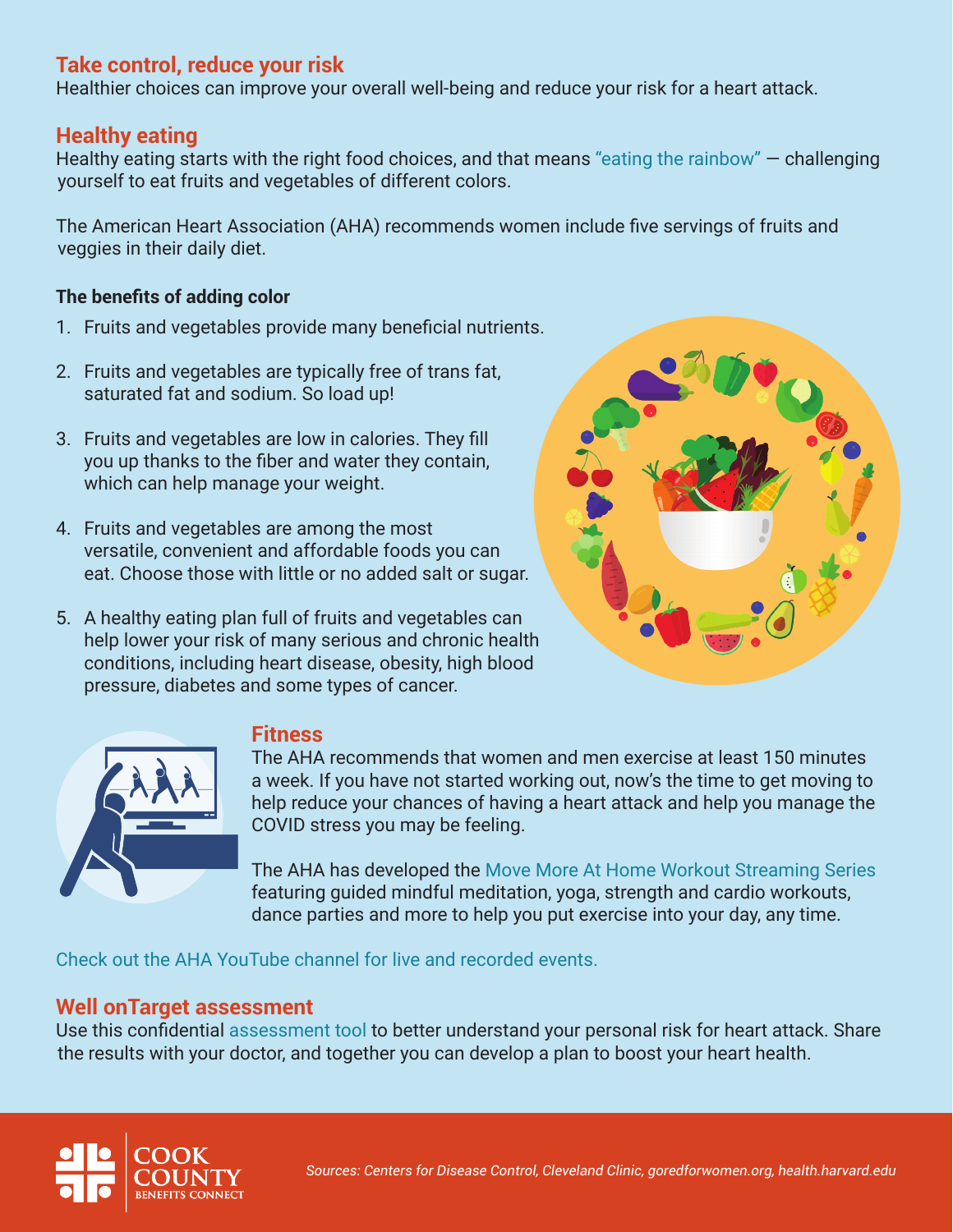## Take control, reduce your risk

Healthier choices can improve your overall well-being and reduce your risk for a heart attack.

## Healthy eating

Healthy eating starts with the right food choices, and that means "eating the rainbow" — challenging yourself to eat fruits and vegetables of different colors.

The American Heart Association (AHA) recommends women include five servings of fruits and veggies in their daily diet.

### The benefits of adding color

1. Fruits and vegetables provide many beneficial nutrients.
2. Fruits and vegetables are typically free of trans fat, saturated fat and sodium. So load up!
3. Fruits and vegetables are low in calories. They fill you up thanks to the fiber and water they contain, which can help manage your weight.
4. Fruits and vegetables are among the most versatile, convenient and affordable foods you can eat. Choose those with little or no added salt or sugar.
5. A healthy eating plan full of fruits and vegetables can help lower your risk of many serious and chronic health conditions, including heart disease, obesity, high blood pressure, diabetes and some types of cancer.

## Fitness

The AHA recommends that women and men exercise at least 150 minutes a week. If you have not started working out, now's the time to get moving to help reduce your chances of having a heart attack and help you manage the COVID stress you may be feeling.

The AHA has developed the Move More At Home Workout Streaming Series featuring guided mindful meditation, yoga, strength and cardio workouts, dance parties and more to help you put exercise into your day, any time.

Check out the AHA YouTube channel for live and recorded events.

## Well onTarget assessment

Use this confidential assessment tool to better understand your personal risk for heart attack. Share the results with your doctor, and together you can develop a plan to boost your heart health.

COOK COUNTY BENEFITS CONNECT

*Sources: Centers for Disease Control, Cleveland Clinic, goredforwomen.org, health.harvard.edu*